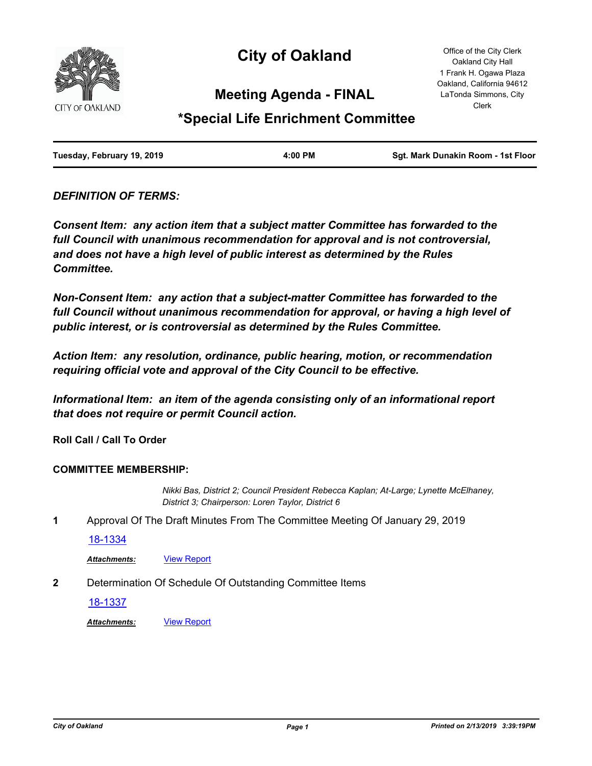# City of Oakland

## Meeting Agenda - FINAL

## *Special Life Enrichment Committee

Office of the City Clerk
Oakland City Hall
1 Frank H. Ogawa Plaza
Oakland, California 94612
LaTonda Simmons, City Clerk

| Tuesday, February 19, 2019 | 4:00 PM | Sgt. Mark Dunakin Room - 1st Floor |
| --- | --- | --- |

***DEFINITION OF TERMS:***

***Consent Item: any action item that a subject matter Committee has forwarded to the full Council with unanimous recommendation for approval and is not controversial, and does not have a high level of public interest as determined by the Rules Committee.***

***Non-Consent Item: any action that a subject-matter Committee has forwarded to the full Council without unanimous recommendation for approval, or having a high level of public interest, or is controversial as determined by the Rules Committee.***

***Action Item: any resolution, ordinance, public hearing, motion, or recommendation requiring official vote and approval of the City Council to be effective.***

***Informational Item: an item of the agenda consisting only of an informational report that does not require or permit Council action.***

**Roll Call / Call To Order**

**COMMITTEE MEMBERSHIP:**

*Nikki Bas, District 2; Council President Rebecca Kaplan; At-Large; Lynette McElhaney, District 3; Chairperson: Loren Taylor, District 6*

**1** Approval Of The Draft Minutes From The Committee Meeting Of January 29, 2019

18-1334

***Attachments:*** View Report

**2** Determination Of Schedule Of Outstanding Committee Items

18-1337

***Attachments:*** View Report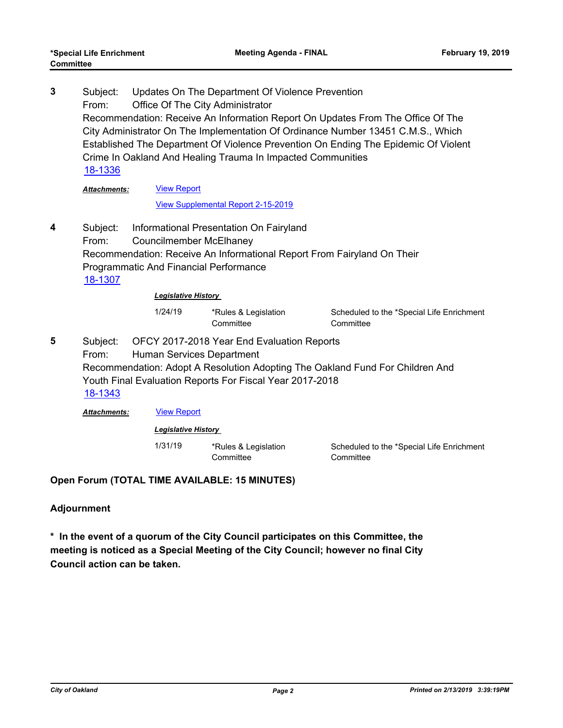**3** Subject: Updates On The Department Of Violence Prevention
From: Office Of The City Administrator
Recommendation: Receive An Information Report On Updates From The Office Of The City Administrator On The Implementation Of Ordinance Number 13451 C.M.S., Which Established The Department Of Violence Prevention On Ending The Epidemic Of Violent Crime In Oakland And Healing Trauma In Impacted Communities
18-1336

***Attachments:*** View Report
View Supplemental Report 2-15-2019

**4** Subject: Informational Presentation On Fairyland
From: Councilmember McElhaney
Recommendation: Receive An Informational Report From Fairyland On Their Programmatic And Financial Performance
18-1307

***Legislative History***

| | | |
|---|---|---|
| 1/24/19 | *Rules & Legislation Committee | Scheduled to the *Special Life Enrichment Committee |

**5** Subject: OFCY 2017-2018 Year End Evaluation Reports
From: Human Services Department
Recommendation: Adopt A Resolution Adopting The Oakland Fund For Children And Youth Final Evaluation Reports For Fiscal Year 2017-2018
18-1343

***Attachments:*** View Report

***Legislative History***

| | | |
|---|---|---|
| 1/31/19 | *Rules & Legislation Committee | Scheduled to the *Special Life Enrichment Committee |

**Open Forum (TOTAL TIME AVAILABLE: 15 MINUTES)**

**Adjournment**

**\* In the event of a quorum of the City Council participates on this Committee, the meeting is noticed as a Special Meeting of the City Council; however no final City Council action can be taken.**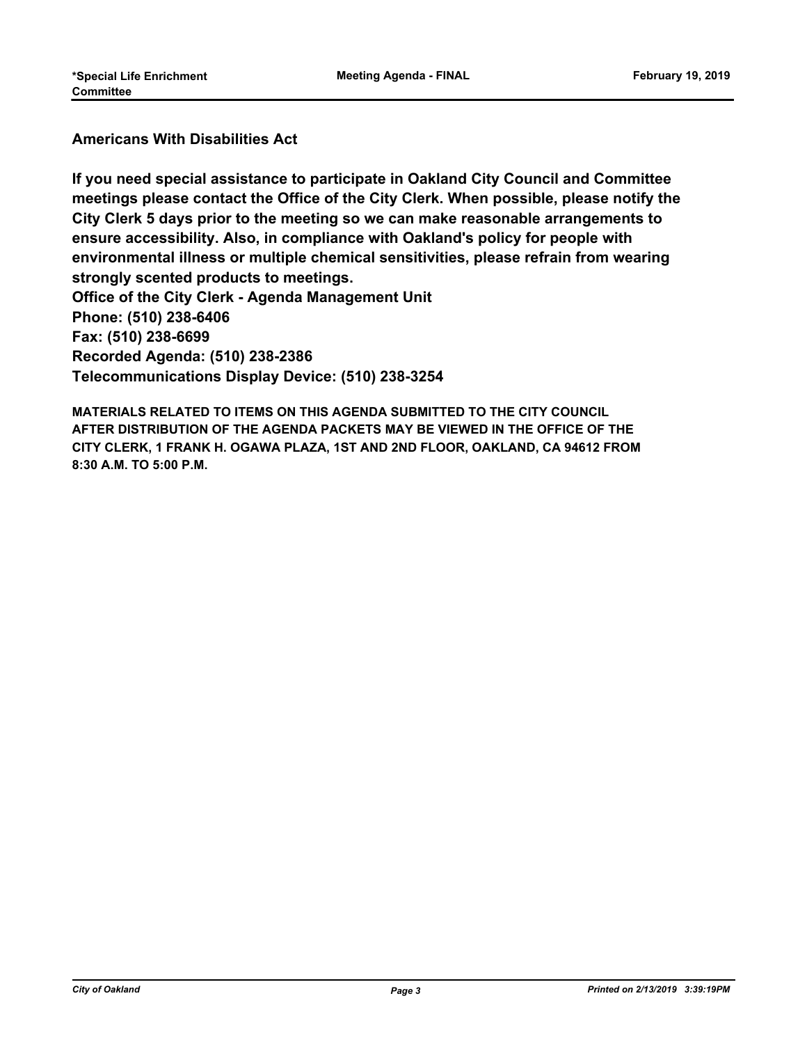## Americans With Disabilities Act

**If you need special assistance to participate in Oakland City Council and Committee meetings please contact the Office of the City Clerk. When possible, please notify the City Clerk 5 days prior to the meeting so we can make reasonable arrangements to ensure accessibility. Also, in compliance with Oakland's policy for people with environmental illness or multiple chemical sensitivities, please refrain from wearing strongly scented products to meetings.**

**Office of the City Clerk - Agenda Management Unit**
**Phone: (510) 238-6406**
**Fax: (510) 238-6699**
**Recorded Agenda: (510) 238-2386**
**Telecommunications Display Device: (510) 238-3254**

**MATERIALS RELATED TO ITEMS ON THIS AGENDA SUBMITTED TO THE CITY COUNCIL AFTER DISTRIBUTION OF THE AGENDA PACKETS MAY BE VIEWED IN THE OFFICE OF THE CITY CLERK, 1 FRANK H. OGAWA PLAZA, 1ST AND 2ND FLOOR, OAKLAND, CA 94612 FROM 8:30 A.M. TO 5:00 P.M.**